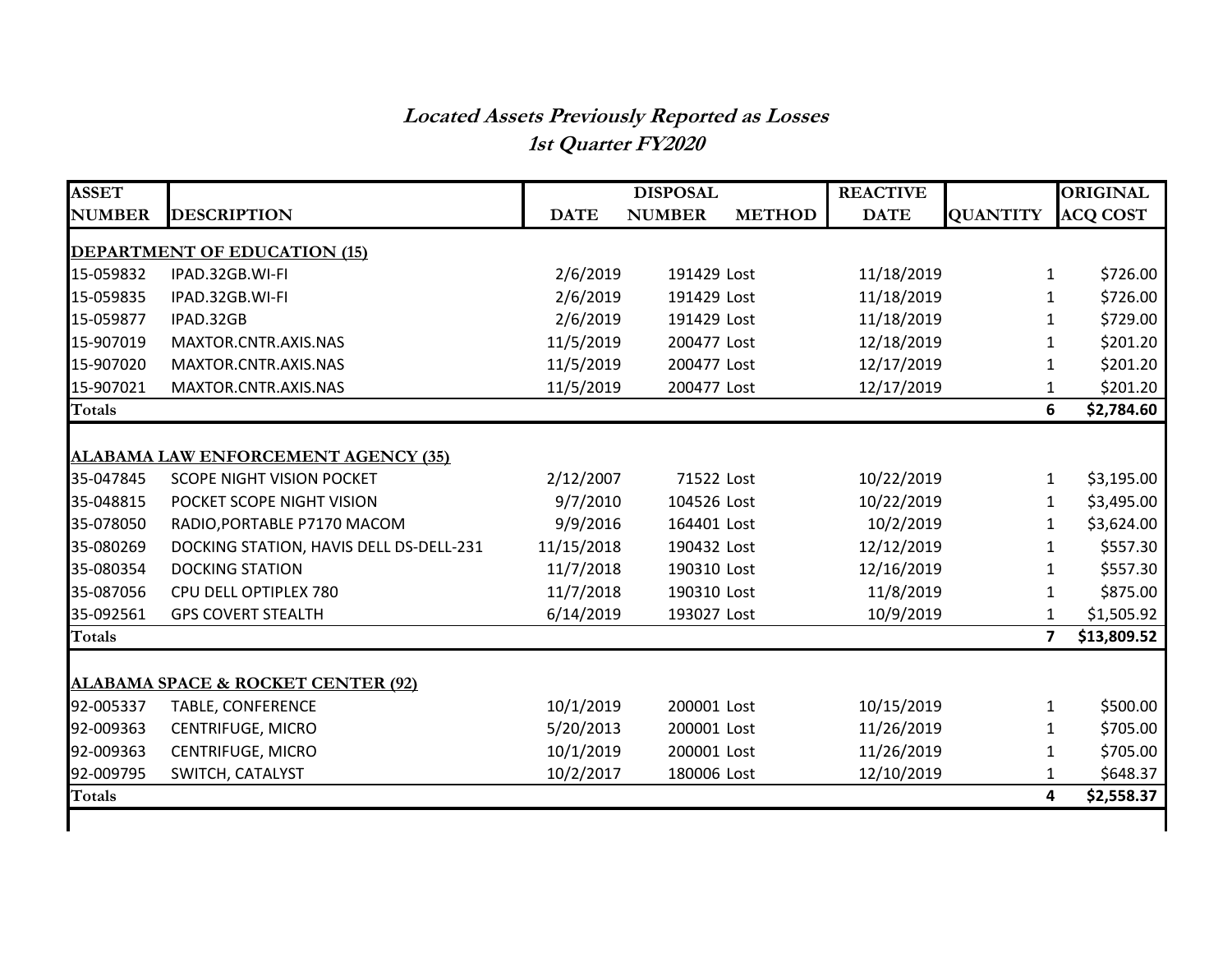***Located Assets Previously Reported as Losses***
***1st Quarter FY2020***

| ASSET NUMBER | DESCRIPTION | DISPOSAL DATE | DISPOSAL NUMBER | DISPOSAL METHOD | REACTIVE DATE | QUANTITY | ORIGINAL ACQ COST |
|---|---|---|---|---|---|---|---|
| **DEPARTMENT OF EDUCATION (15)** | | | | | | | |
| 15-059832 | IPAD.32GB.WI-FI | 2/6/2019 | 191429 | Lost | 11/18/2019 | 1 | $726.00 |
| 15-059835 | IPAD.32GB.WI-FI | 2/6/2019 | 191429 | Lost | 11/18/2019 | 1 | $726.00 |
| 15-059877 | IPAD.32GB | 2/6/2019 | 191429 | Lost | 11/18/2019 | 1 | $729.00 |
| 15-907019 | MAXTOR.CNTR.AXIS.NAS | 11/5/2019 | 200477 | Lost | 12/18/2019 | 1 | $201.20 |
| 15-907020 | MAXTOR.CNTR.AXIS.NAS | 11/5/2019 | 200477 | Lost | 12/17/2019 | 1 | $201.20 |
| 15-907021 | MAXTOR.CNTR.AXIS.NAS | 11/5/2019 | 200477 | Lost | 12/17/2019 | 1 | $201.20 |
| **Totals** | | | | | | **6** | **$2,784.60** |
| **ALABAMA LAW ENFORCEMENT AGENCY (35)** | | | | | | | |
| 35-047845 | SCOPE NIGHT VISION POCKET | 2/12/2007 | 71522 | Lost | 10/22/2019 | 1 | $3,195.00 |
| 35-048815 | POCKET SCOPE NIGHT VISION | 9/7/2010 | 104526 | Lost | 10/22/2019 | 1 | $3,495.00 |
| 35-078050 | RADIO,PORTABLE P7170 MACOM | 9/9/2016 | 164401 | Lost | 10/2/2019 | 1 | $3,624.00 |
| 35-080269 | DOCKING STATION, HAVIS DELL DS-DELL-231 | 11/15/2018 | 190432 | Lost | 12/12/2019 | 1 | $557.30 |
| 35-080354 | DOCKING STATION | 11/7/2018 | 190310 | Lost | 12/16/2019 | 1 | $557.30 |
| 35-087056 | CPU DELL OPTIPLEX 780 | 11/7/2018 | 190310 | Lost | 11/8/2019 | 1 | $875.00 |
| 35-092561 | GPS COVERT STEALTH | 6/14/2019 | 193027 | Lost | 10/9/2019 | 1 | $1,505.92 |
| **Totals** | | | | | | **7** | **$13,809.52** |
| **ALABAMA SPACE & ROCKET CENTER (92)** | | | | | | | |
| 92-005337 | TABLE, CONFERENCE | 10/1/2019 | 200001 | Lost | 10/15/2019 | 1 | $500.00 |
| 92-009363 | CENTRIFUGE, MICRO | 5/20/2013 | 200001 | Lost | 11/26/2019 | 1 | $705.00 |
| 92-009363 | CENTRIFUGE, MICRO | 10/1/2019 | 200001 | Lost | 11/26/2019 | 1 | $705.00 |
| 92-009795 | SWITCH, CATALYST | 10/2/2017 | 180006 | Lost | 12/10/2019 | 1 | $648.37 |
| **Totals** | | | | | | **4** | **$2,558.37** |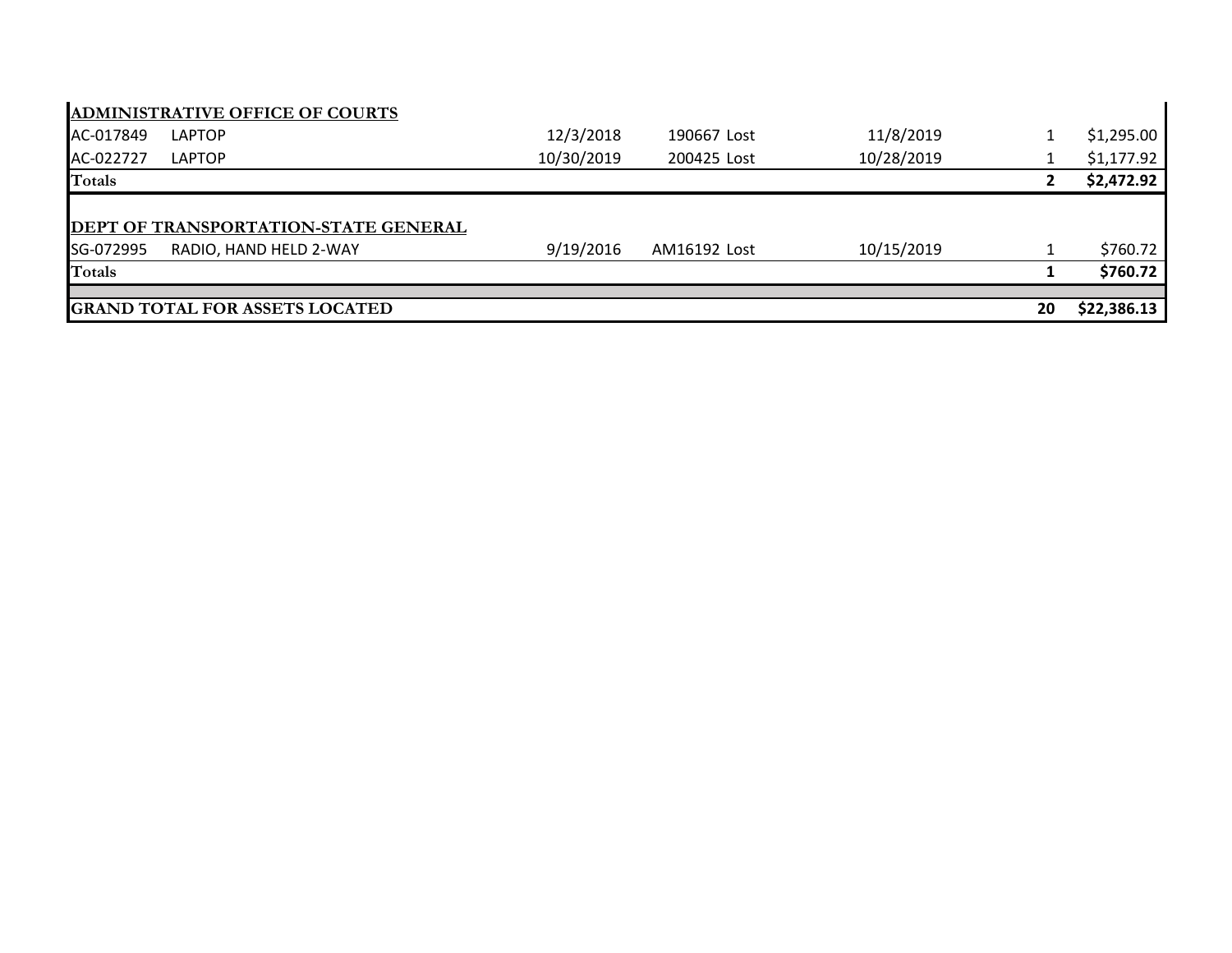| | | | | | | |
|---|---|---|---|---|---|---|
| **ADMINISTRATIVE OFFICE OF COURTS** | | | | | | |
| AC-017849 | LAPTOP | 12/3/2018 | 190667 Lost | 11/8/2019 | 1 | $1,295.00 |
| AC-022727 | LAPTOP | 10/30/2019 | 200425 Lost | 10/28/2019 | 1 | $1,177.92 |
| **Totals** | | | | | **2** | **$2,472.92** |
| **DEPT OF TRANSPORTATION-STATE GENERAL** | | | | | | |
| SG-072995 | RADIO, HAND HELD 2-WAY | 9/19/2016 | AM16192 Lost | 10/15/2019 | 1 | $760.72 |
| **Totals** | | | | | **1** | **$760.72** |
| **GRAND TOTAL FOR ASSETS LOCATED** | | | | | **20** | **$22,386.13** |